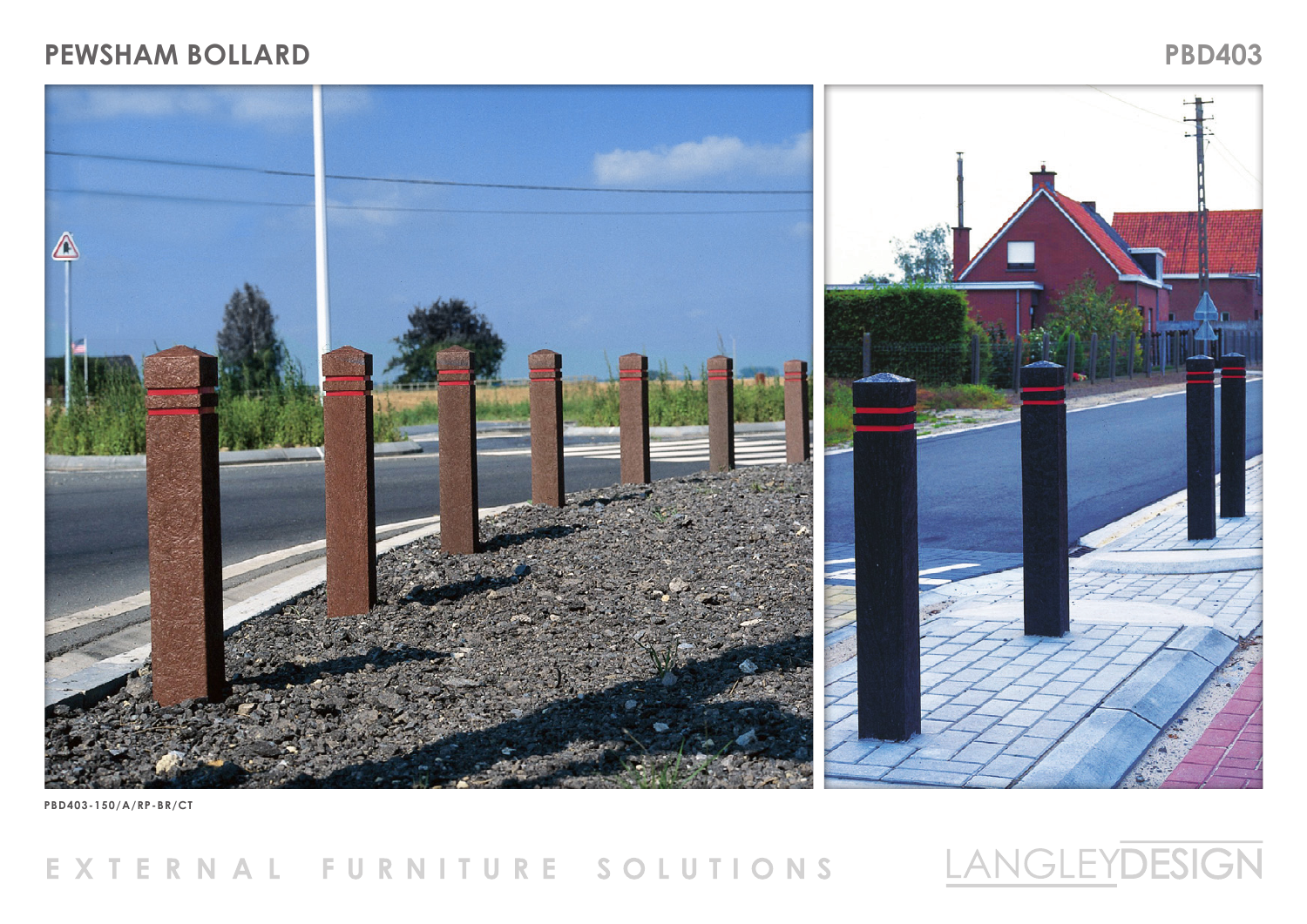# PEWSHAM BOLLARD

**PBD403**

PBD403-150/A/RP-BR/CT

EXTERNAL FURNITURE SOLUTIONS

LANGLEYDESIGN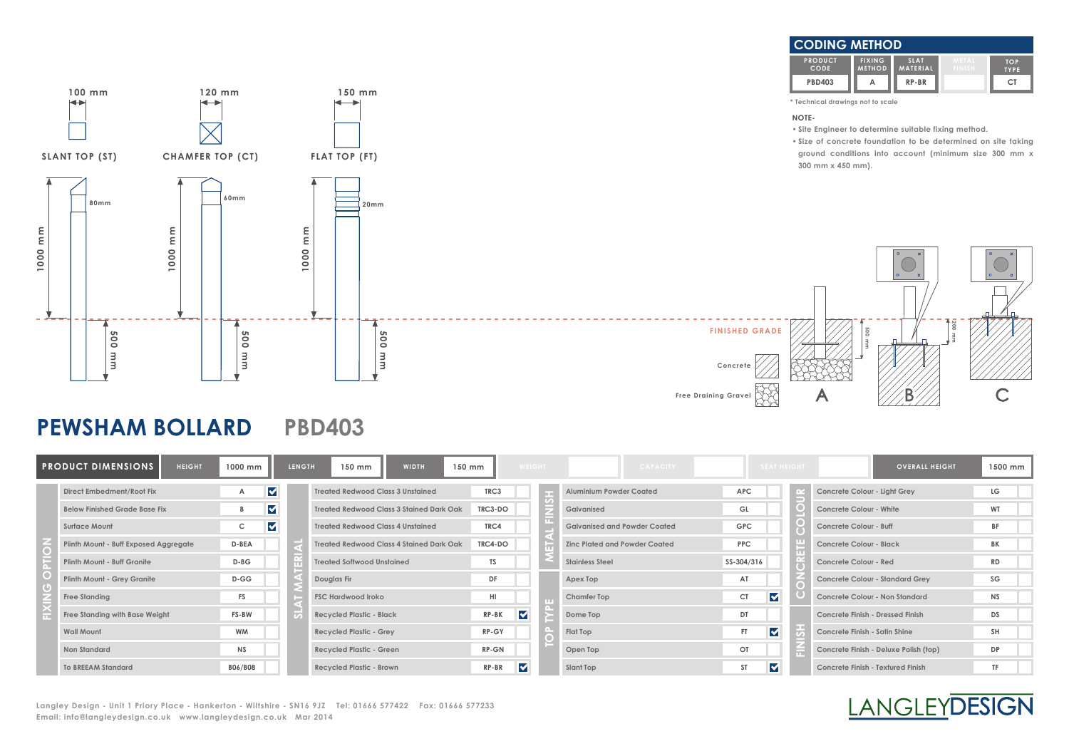## CODING METHOD

| PRODUCT CODE | FIXING METHOD | SLAT MATERIAL | METAL FINISH | TOP TYPE |
|---|---|---|---|---|
| PBD403 | A | RP-BR | | CT |

* Technical drawings not to scale

**NOTE-**

- Site Engineer to determine suitable fixing method.
- Size of concrete foundation to be determined on site taking ground conditions into account (minimum size 300 mm x 300 mm x 450 mm).

100 mm
SLANT TOP (ST)
80mm
1000 mm
500 mm

120 mm
CHAMFER TOP (CT)
60mm
1000 mm
500 mm

150 mm
FLAT TOP (FT)
20mm
1000 mm
500 mm

FINISHED GRADE
Concrete
Free Draining Gravel
500 mm
1200 mm
A
B
C

# PEWSHAM BOLLARD PBD403

| PRODUCT DIMENSIONS | HEIGHT | 1000 mm | LENGTH | 150 mm | WIDTH | 150 mm | WEIGHT | | CAPACITY | | SEAT HEIGHT | | OVERALL HEIGHT | 1500 mm |
|---|---|---|---|---|---|---|---|---|---|---|---|---|---|---|

| FIXING OPTION | Code | ✓ | SLAT MATERIAL | Code | ✓ |
|---|---|---|---|---|---|
| Direct Embedment/Root Fix | A | ☑ | Treated Redwood Class 3 Unstained | TRC3 | |
| Below Finished Grade Base Fix | B | ☑ | Treated Redwood Class 3 Stained Dark Oak | TRC3-DO | |
| Surface Mount | C | ☑ | Treated Redwood Class 4 Unstained | TRC4 | |
| Plinth Mount - Buff Exposed Aggregate | D-BEA | | Treated Redwood Class 4 Stained Dark Oak | TRC4-DO | |
| Plinth Mount - Buff Granite | D-BG | | Treated Softwood Unstained | TS | |
| Plinth Mount - Grey Granite | D-GG | | Douglas Fir | DF | |
| Free Standing | FS | | FSC Hardwood Iroko | HI | |
| Free Standing with Base Weight | FS-BW | | Recycled Plastic - Black | RP-BK | ☑ |
| Wall Mount | WM | | Recycled Plastic - Grey | RP-GY | |
| Non Standard | NS | | Recycled Plastic - Green | RP-GN | |
| To BREEAM Standard | B06/B08 | | Recycled Plastic - Brown | RP-BR | ☑ |

| METAL FINISH / TOP TYPE | Code | ✓ | CONCRETE COLOUR / FINISH | Code | ✓ |
|---|---|---|---|---|---|
| **METAL FINISH** | | | **CONCRETE COLOUR** | | |
| Aluminium Powder Coated | APC | | Concrete Colour - Light Grey | LG | |
| Galvanised | GL | | Concrete Colour - White | WT | |
| Galvanised and Powder Coated | GPC | | Concrete Colour - Buff | BF | |
| Zinc Plated and Powder Coated | PPC | | Concrete Colour - Black | BK | |
| Stainless Steel | SS-304/316 | | Concrete Colour - Red | RD | |
| **TOP TYPE** | | | Concrete Colour - Standard Grey | SG | |
| Apex Top | AT | | Concrete Colour - Non Standard | NS | |
| Chamfer Top | CT | ☑ | **FINISH** | | |
| Dome Top | DT | | Concrete Finish - Dressed Finish | DS | |
| Flat Top | FT | ☑ | Concrete Finish - Satin Shine | SH | |
| Open Top | OT | | Concrete Finish - Deluxe Polish (top) | DP | |
| Slant Top | ST | ☑ | Concrete Finish - Textured Finish | TF | |

Langley Design - Unit 1 Priory Place - Hankerton - Wiltshire - SN16 9JZ Tel: 01666 577422 Fax: 01666 577233
Email: info@langleydesign.co.uk www.langleydesign.co.uk Mar 2014

LANGLEYDESIGN